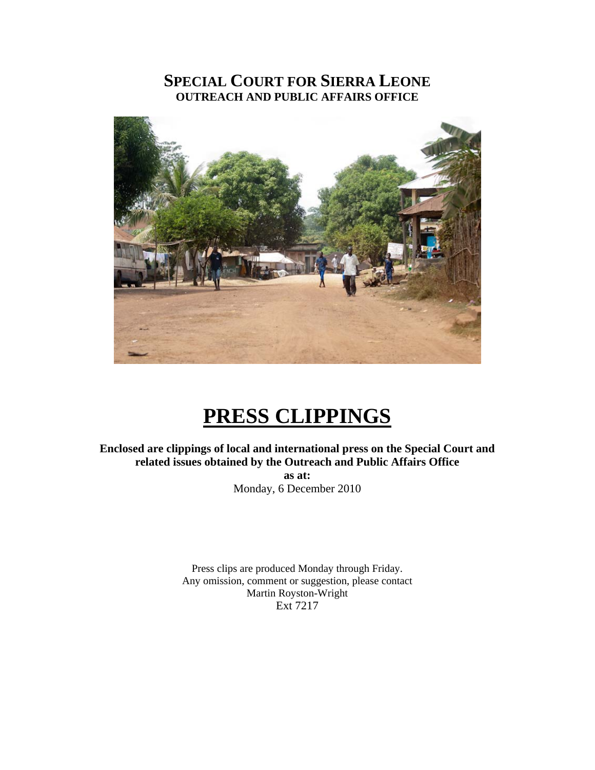# SPECIAL COURT FOR SIERRA LEONE

**OUTREACH AND PUBLIC AFFAIRS OFFICE**

# PRESS CLIPPINGS

**Enclosed are clippings of local and international press on the Special Court and related issues obtained by the Outreach and Public Affairs Office**

**as at:**

Monday, 6 December 2010

Press clips are produced Monday through Friday.
Any omission, comment or suggestion, please contact
Martin Royston-Wright
Ext 7217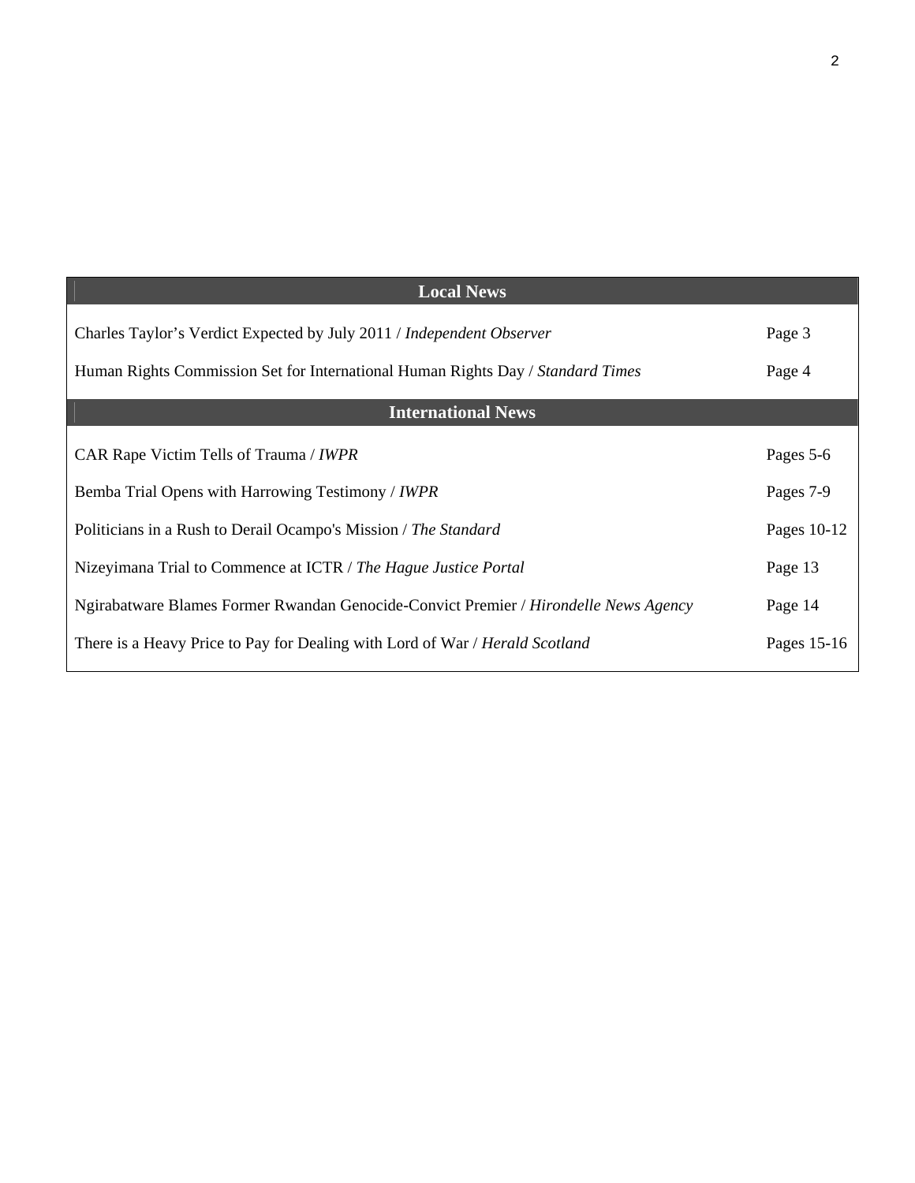| Local News | |
|---|---|
| Charles Taylor's Verdict Expected by July 2011 / *Independent Observer* | Page 3 |
| Human Rights Commission Set for International Human Rights Day / *Standard Times* | Page 4 |
| **International News** | |
| CAR Rape Victim Tells of Trauma / *IWPR* | Pages 5-6 |
| Bemba Trial Opens with Harrowing Testimony / *IWPR* | Pages 7-9 |
| Politicians in a Rush to Derail Ocampo's Mission / *The Standard* | Pages 10-12 |
| Nizeyimana Trial to Commence at ICTR / *The Hague Justice Portal* | Page 13 |
| Ngirabatware Blames Former Rwandan Genocide-Convict Premier / *Hirondelle News Agency* | Page 14 |
| There is a Heavy Price to Pay for Dealing with Lord of War / *Herald Scotland* | Pages 15-16 |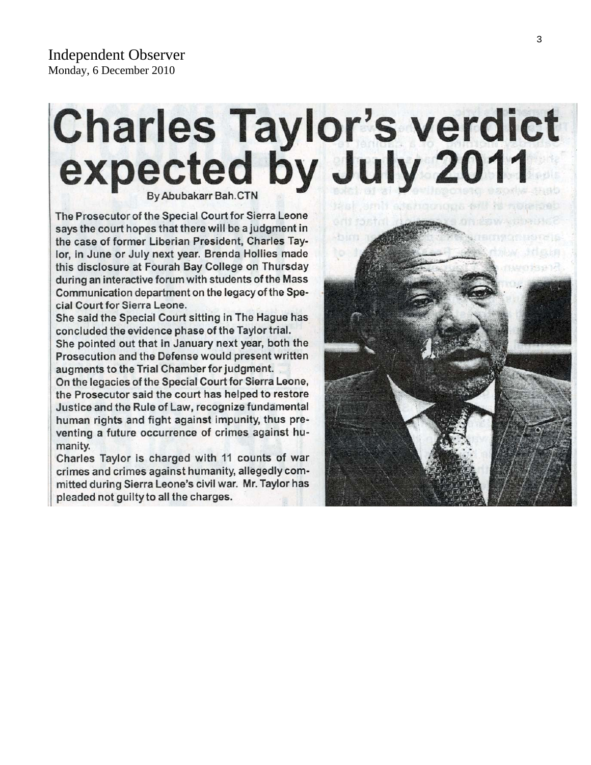Independent Observer
Monday, 6 December 2010

# Charles Taylor's verdict expected by July 2011

By Abubakarr Bah.CTN

The Prosecutor of the Special Court for Sierra Leone says the court hopes that there will be a judgment in the case of former Liberian President, Charles Taylor, in June or July next year. Brenda Hollies made this disclosure at Fourah Bay College on Thursday during an interactive forum with students of the Mass Communication department on the legacy of the Special Court for Sierra Leone.

She said the Special Court sitting in The Hague has concluded the evidence phase of the Taylor trial.

She pointed out that in January next year, both the Prosecution and the Defense would present written augments to the Trial Chamber for judgment.

On the legacies of the Special Court for Sierra Leone, the Prosecutor said the court has helped to restore Justice and the Rule of Law, recognize fundamental human rights and fight against impunity, thus preventing a future occurrence of crimes against humanity.

Charles Taylor is charged with 11 counts of war crimes and crimes against humanity, allegedly committed during Sierra Leone's civil war. Mr. Taylor has pleaded not guilty to all the charges.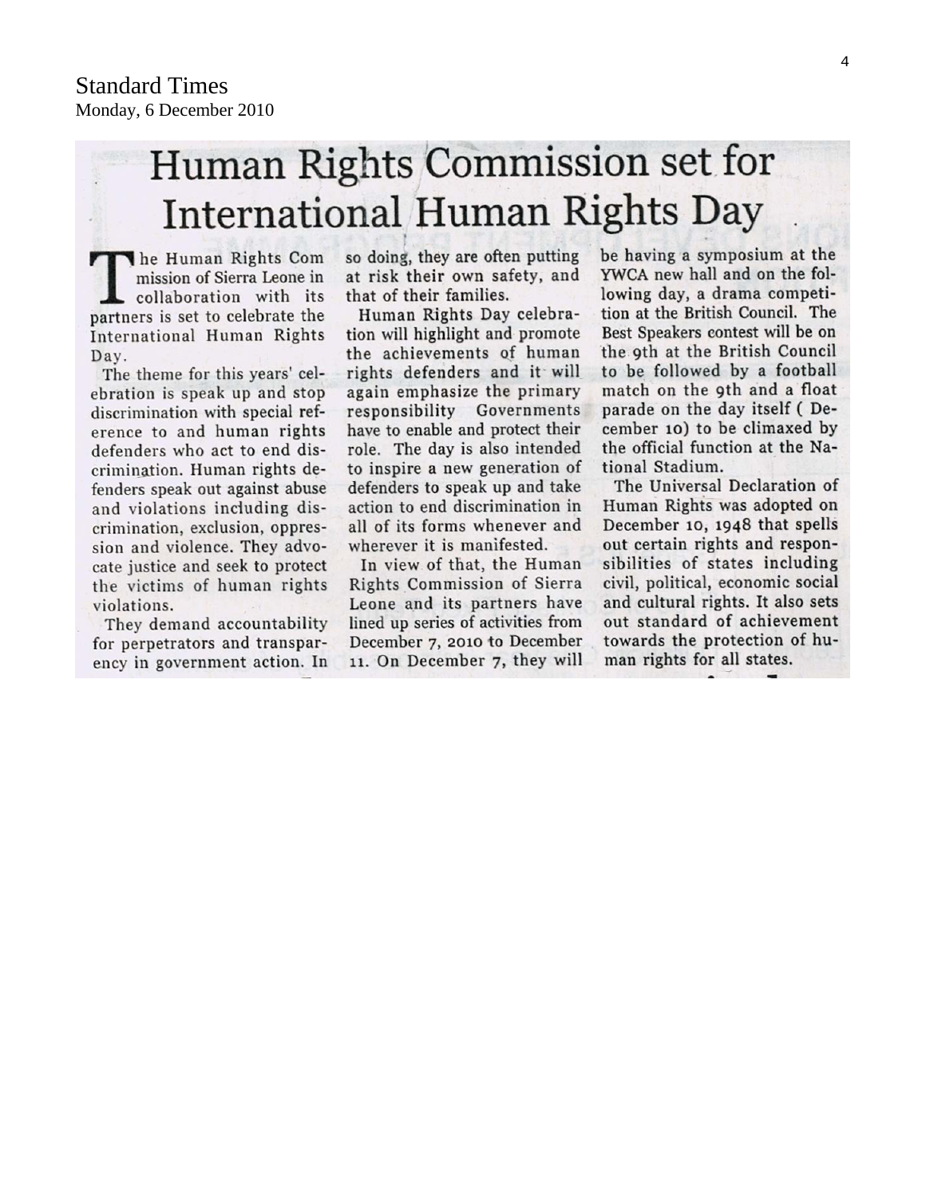Standard Times
Monday, 6 December 2010

# Human Rights Commission set for International Human Rights Day

The Human Rights Commission of Sierra Leone in collaboration with its partners is set to celebrate the International Human Rights Day.

The theme for this years' celebration is speak up and stop discrimination with special reference to and human rights defenders who act to end discrimination. Human rights defenders speak out against abuse and violations including discrimination, exclusion, oppression and violence. They advocate justice and seek to protect the victims of human rights violations.

They demand accountability for perpetrators and transparency in government action. In so doing, they are often putting at risk their own safety, and that of their families.

Human Rights Day celebration will highlight and promote the achievements of human rights defenders and it will again emphasize the primary responsibility Governments have to enable and protect their role. The day is also intended to inspire a new generation of defenders to speak up and take action to end discrimination in all of its forms whenever and wherever it is manifested.

In view of that, the Human Rights Commission of Sierra Leone and its partners have lined up series of activities from December 7, 2010 to December 11. On December 7, they will be having a symposium at the YWCA new hall and on the following day, a drama competition at the British Council. The Best Speakers contest will be on the 9th at the British Council to be followed by a football match on the 9th and a float parade on the day itself ( December 10) to be climaxed by the official function at the National Stadium.

The Universal Declaration of Human Rights was adopted on December 10, 1948 that spells out certain rights and responsibilities of states including civil, political, economic social and cultural rights. It also sets out standard of achievement towards the protection of human rights for all states.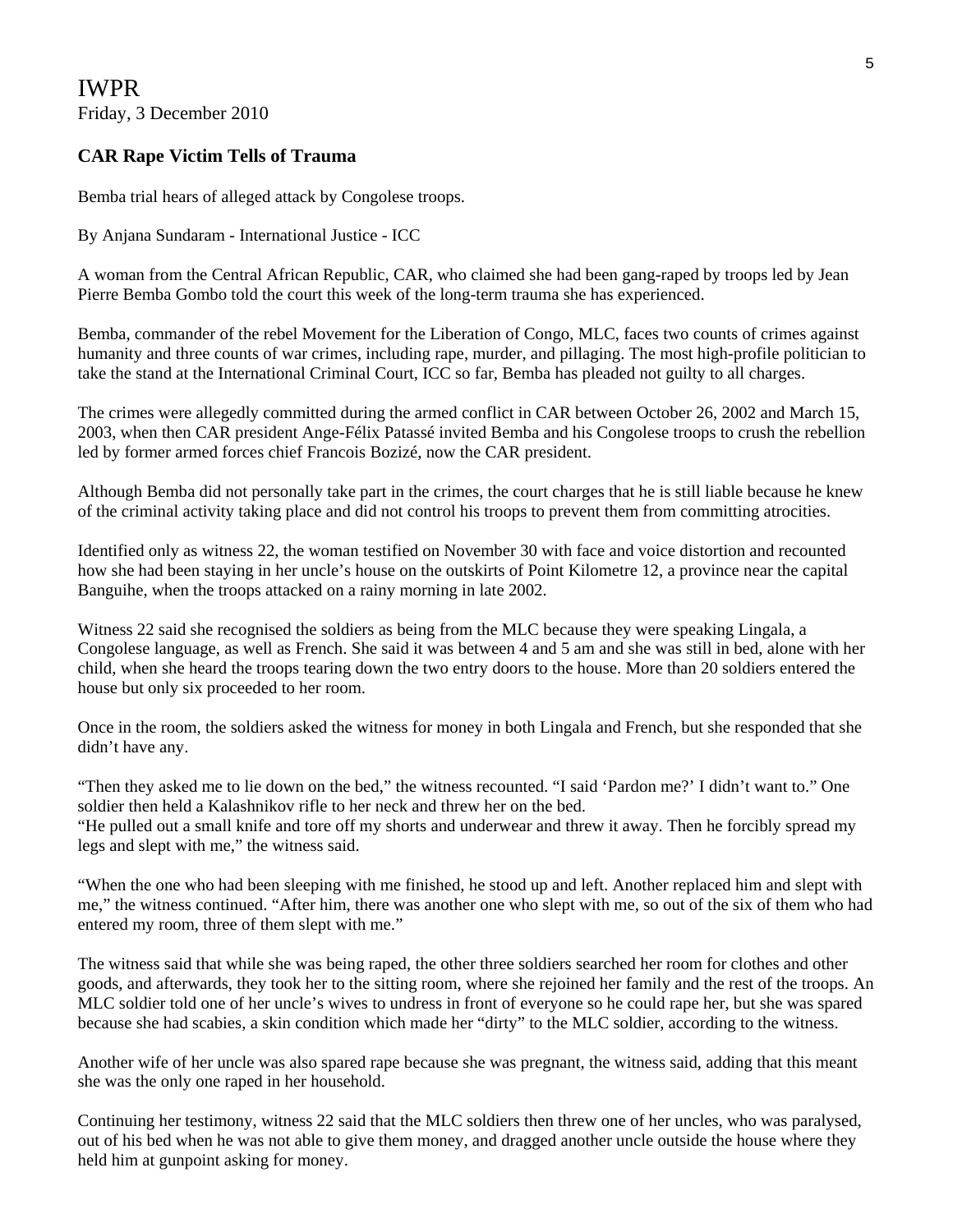IWPR
Friday, 3 December 2010

## CAR Rape Victim Tells of Trauma

Bemba trial hears of alleged attack by Congolese troops.

By Anjana Sundaram - International Justice - ICC

A woman from the Central African Republic, CAR, who claimed she had been gang-raped by troops led by Jean Pierre Bemba Gombo told the court this week of the long-term trauma she has experienced.

Bemba, commander of the rebel Movement for the Liberation of Congo, MLC, faces two counts of crimes against humanity and three counts of war crimes, including rape, murder, and pillaging. The most high-profile politician to take the stand at the International Criminal Court, ICC so far, Bemba has pleaded not guilty to all charges.

The crimes were allegedly committed during the armed conflict in CAR between October 26, 2002 and March 15, 2003, when then CAR president Ange-Félix Patassé invited Bemba and his Congolese troops to crush the rebellion led by former armed forces chief Francois Bozizé, now the CAR president.

Although Bemba did not personally take part in the crimes, the court charges that he is still liable because he knew of the criminal activity taking place and did not control his troops to prevent them from committing atrocities.

Identified only as witness 22, the woman testified on November 30 with face and voice distortion and recounted how she had been staying in her uncle's house on the outskirts of Point Kilometre 12, a province near the capital Banguihe, when the troops attacked on a rainy morning in late 2002.

Witness 22 said she recognised the soldiers as being from the MLC because they were speaking Lingala, a Congolese language, as well as French. She said it was between 4 and 5 am and she was still in bed, alone with her child, when she heard the troops tearing down the two entry doors to the house. More than 20 soldiers entered the house but only six proceeded to her room.

Once in the room, the soldiers asked the witness for money in both Lingala and French, but she responded that she didn't have any.

"Then they asked me to lie down on the bed," the witness recounted. "I said 'Pardon me?' I didn't want to." One soldier then held a Kalashnikov rifle to her neck and threw her on the bed.
"He pulled out a small knife and tore off my shorts and underwear and threw it away. Then he forcibly spread my legs and slept with me," the witness said.

"When the one who had been sleeping with me finished, he stood up and left. Another replaced him and slept with me," the witness continued. "After him, there was another one who slept with me, so out of the six of them who had entered my room, three of them slept with me."

The witness said that while she was being raped, the other three soldiers searched her room for clothes and other goods, and afterwards, they took her to the sitting room, where she rejoined her family and the rest of the troops. An MLC soldier told one of her uncle's wives to undress in front of everyone so he could rape her, but she was spared because she had scabies, a skin condition which made her "dirty" to the MLC soldier, according to the witness.

Another wife of her uncle was also spared rape because she was pregnant, the witness said, adding that this meant she was the only one raped in her household.

Continuing her testimony, witness 22 said that the MLC soldiers then threw one of her uncles, who was paralysed, out of his bed when he was not able to give them money, and dragged another uncle outside the house where they held him at gunpoint asking for money.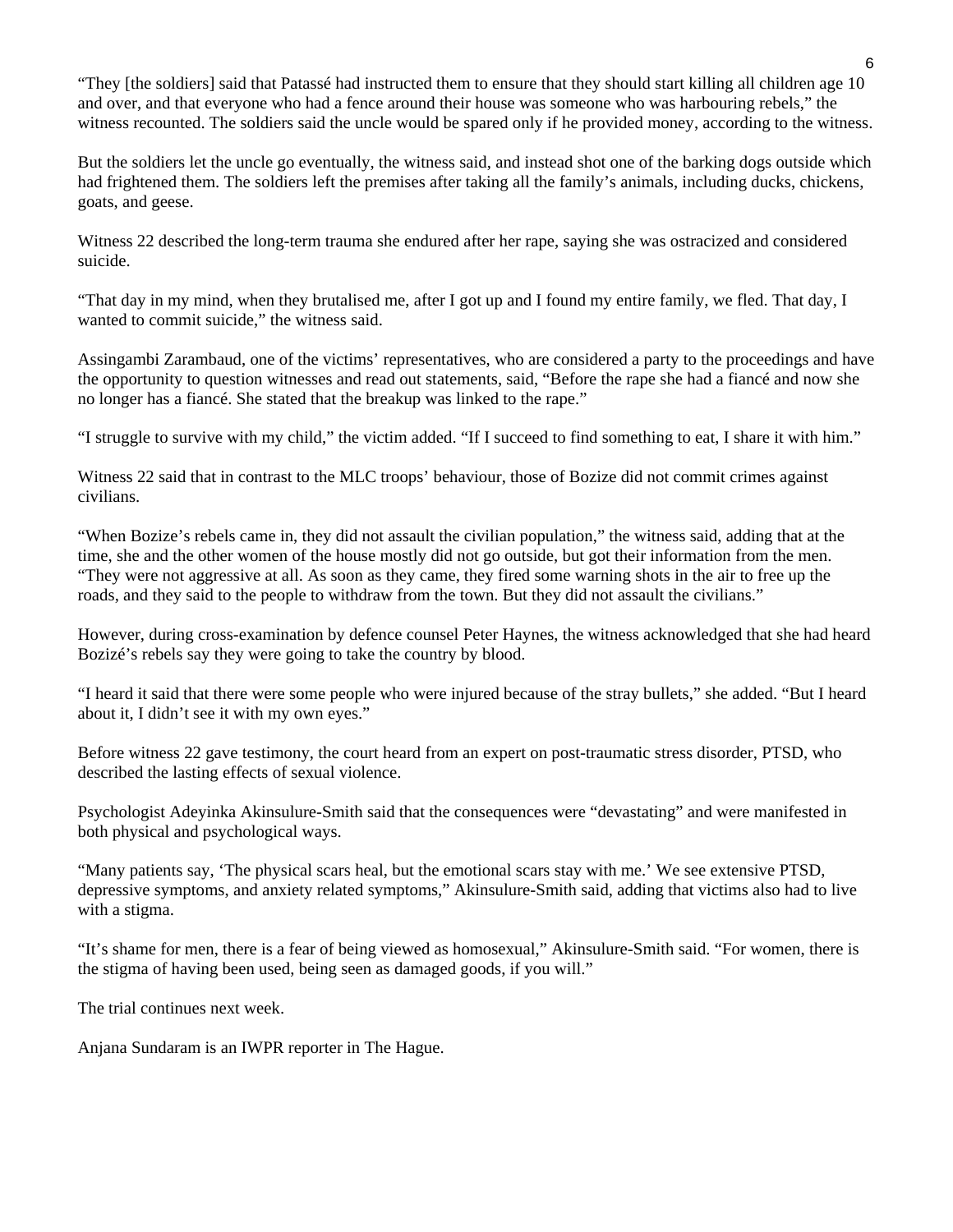"They [the soldiers] said that Patassé had instructed them to ensure that they should start killing all children age 10 and over, and that everyone who had a fence around their house was someone who was harbouring rebels," the witness recounted. The soldiers said the uncle would be spared only if he provided money, according to the witness.

But the soldiers let the uncle go eventually, the witness said, and instead shot one of the barking dogs outside which had frightened them. The soldiers left the premises after taking all the family's animals, including ducks, chickens, goats, and geese.

Witness 22 described the long-term trauma she endured after her rape, saying she was ostracized and considered suicide.

"That day in my mind, when they brutalised me, after I got up and I found my entire family, we fled. That day, I wanted to commit suicide," the witness said.

Assingambi Zarambaud, one of the victims' representatives, who are considered a party to the proceedings and have the opportunity to question witnesses and read out statements, said, "Before the rape she had a fiancé and now she no longer has a fiancé. She stated that the breakup was linked to the rape."

"I struggle to survive with my child," the victim added. "If I succeed to find something to eat, I share it with him."

Witness 22 said that in contrast to the MLC troops' behaviour, those of Bozize did not commit crimes against civilians.

"When Bozize's rebels came in, they did not assault the civilian population," the witness said, adding that at the time, she and the other women of the house mostly did not go outside, but got their information from the men. "They were not aggressive at all. As soon as they came, they fired some warning shots in the air to free up the roads, and they said to the people to withdraw from the town. But they did not assault the civilians."

However, during cross-examination by defence counsel Peter Haynes, the witness acknowledged that she had heard Bozizé's rebels say they were going to take the country by blood.

"I heard it said that there were some people who were injured because of the stray bullets," she added. "But I heard about it, I didn't see it with my own eyes."

Before witness 22 gave testimony, the court heard from an expert on post-traumatic stress disorder, PTSD, who described the lasting effects of sexual violence.

Psychologist Adeyinka Akinsulure-Smith said that the consequences were "devastating" and were manifested in both physical and psychological ways.

"Many patients say, 'The physical scars heal, but the emotional scars stay with me.' We see extensive PTSD, depressive symptoms, and anxiety related symptoms," Akinsulure-Smith said, adding that victims also had to live with a stigma.

"It's shame for men, there is a fear of being viewed as homosexual," Akinsulure-Smith said. "For women, there is the stigma of having been used, being seen as damaged goods, if you will."

The trial continues next week.

Anjana Sundaram is an IWPR reporter in The Hague.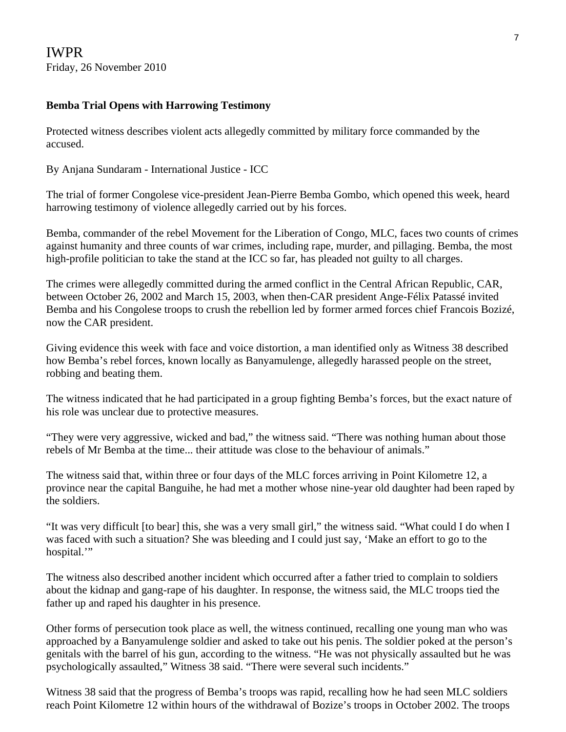IWPR
Friday, 26 November 2010

**Bemba Trial Opens with Harrowing Testimony**

Protected witness describes violent acts allegedly committed by military force commanded by the accused.

By Anjana Sundaram - International Justice - ICC

The trial of former Congolese vice-president Jean-Pierre Bemba Gombo, which opened this week, heard harrowing testimony of violence allegedly carried out by his forces.

Bemba, commander of the rebel Movement for the Liberation of Congo, MLC, faces two counts of crimes against humanity and three counts of war crimes, including rape, murder, and pillaging. Bemba, the most high-profile politician to take the stand at the ICC so far, has pleaded not guilty to all charges.

The crimes were allegedly committed during the armed conflict in the Central African Republic, CAR, between October 26, 2002 and March 15, 2003, when then-CAR president Ange-Félix Patassé invited Bemba and his Congolese troops to crush the rebellion led by former armed forces chief Francois Bozizé, now the CAR president.

Giving evidence this week with face and voice distortion, a man identified only as Witness 38 described how Bemba's rebel forces, known locally as Banyamulenge, allegedly harassed people on the street, robbing and beating them.

The witness indicated that he had participated in a group fighting Bemba's forces, but the exact nature of his role was unclear due to protective measures.

"They were very aggressive, wicked and bad," the witness said. "There was nothing human about those rebels of Mr Bemba at the time... their attitude was close to the behaviour of animals."

The witness said that, within three or four days of the MLC forces arriving in Point Kilometre 12, a province near the capital Banguihe, he had met a mother whose nine-year old daughter had been raped by the soldiers.

"It was very difficult [to bear] this, she was a very small girl," the witness said. "What could I do when I was faced with such a situation? She was bleeding and I could just say, 'Make an effort to go to the hospital.'"

The witness also described another incident which occurred after a father tried to complain to soldiers about the kidnap and gang-rape of his daughter. In response, the witness said, the MLC troops tied the father up and raped his daughter in his presence.

Other forms of persecution took place as well, the witness continued, recalling one young man who was approached by a Banyamulenge soldier and asked to take out his penis. The soldier poked at the person's genitals with the barrel of his gun, according to the witness. "He was not physically assaulted but he was psychologically assaulted," Witness 38 said. "There were several such incidents."

Witness 38 said that the progress of Bemba's troops was rapid, recalling how he had seen MLC soldiers reach Point Kilometre 12 within hours of the withdrawal of Bozize's troops in October 2002. The troops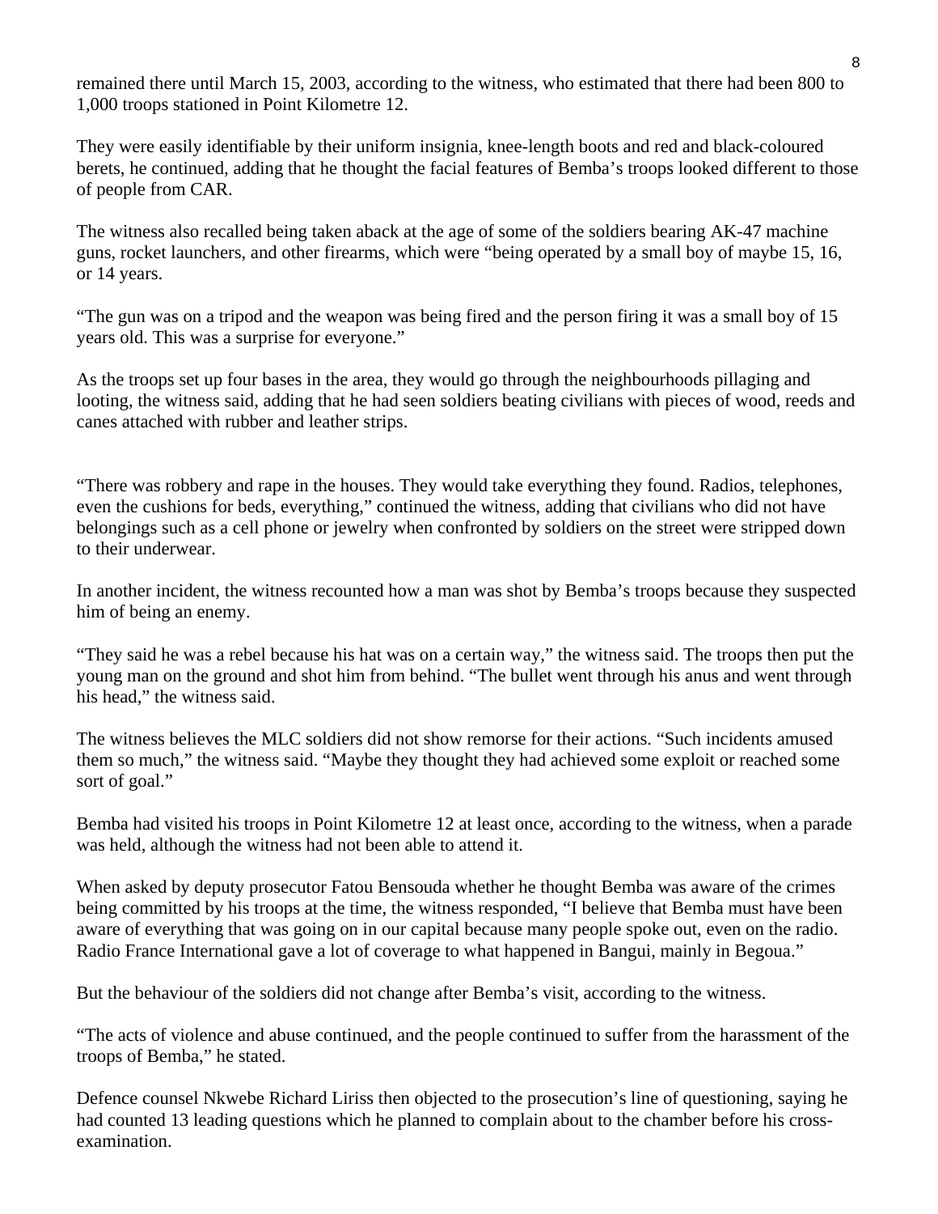remained there until March 15, 2003, according to the witness, who estimated that there had been 800 to 1,000 troops stationed in Point Kilometre 12.

They were easily identifiable by their uniform insignia, knee-length boots and red and black-coloured berets, he continued, adding that he thought the facial features of Bemba's troops looked different to those of people from CAR.

The witness also recalled being taken aback at the age of some of the soldiers bearing AK-47 machine guns, rocket launchers, and other firearms, which were "being operated by a small boy of maybe 15, 16, or 14 years.

"The gun was on a tripod and the weapon was being fired and the person firing it was a small boy of 15 years old. This was a surprise for everyone."

As the troops set up four bases in the area, they would go through the neighbourhoods pillaging and looting, the witness said, adding that he had seen soldiers beating civilians with pieces of wood, reeds and canes attached with rubber and leather strips.

"There was robbery and rape in the houses. They would take everything they found. Radios, telephones, even the cushions for beds, everything," continued the witness, adding that civilians who did not have belongings such as a cell phone or jewelry when confronted by soldiers on the street were stripped down to their underwear.

In another incident, the witness recounted how a man was shot by Bemba's troops because they suspected him of being an enemy.

"They said he was a rebel because his hat was on a certain way," the witness said. The troops then put the young man on the ground and shot him from behind. "The bullet went through his anus and went through his head," the witness said.

The witness believes the MLC soldiers did not show remorse for their actions. "Such incidents amused them so much," the witness said. "Maybe they thought they had achieved some exploit or reached some sort of goal."

Bemba had visited his troops in Point Kilometre 12 at least once, according to the witness, when a parade was held, although the witness had not been able to attend it.

When asked by deputy prosecutor Fatou Bensouda whether he thought Bemba was aware of the crimes being committed by his troops at the time, the witness responded, "I believe that Bemba must have been aware of everything that was going on in our capital because many people spoke out, even on the radio. Radio France International gave a lot of coverage to what happened in Bangui, mainly in Begoua."

But the behaviour of the soldiers did not change after Bemba's visit, according to the witness.

"The acts of violence and abuse continued, and the people continued to suffer from the harassment of the troops of Bemba," he stated.

Defence counsel Nkwebe Richard Liriss then objected to the prosecution's line of questioning, saying he had counted 13 leading questions which he planned to complain about to the chamber before his cross-examination.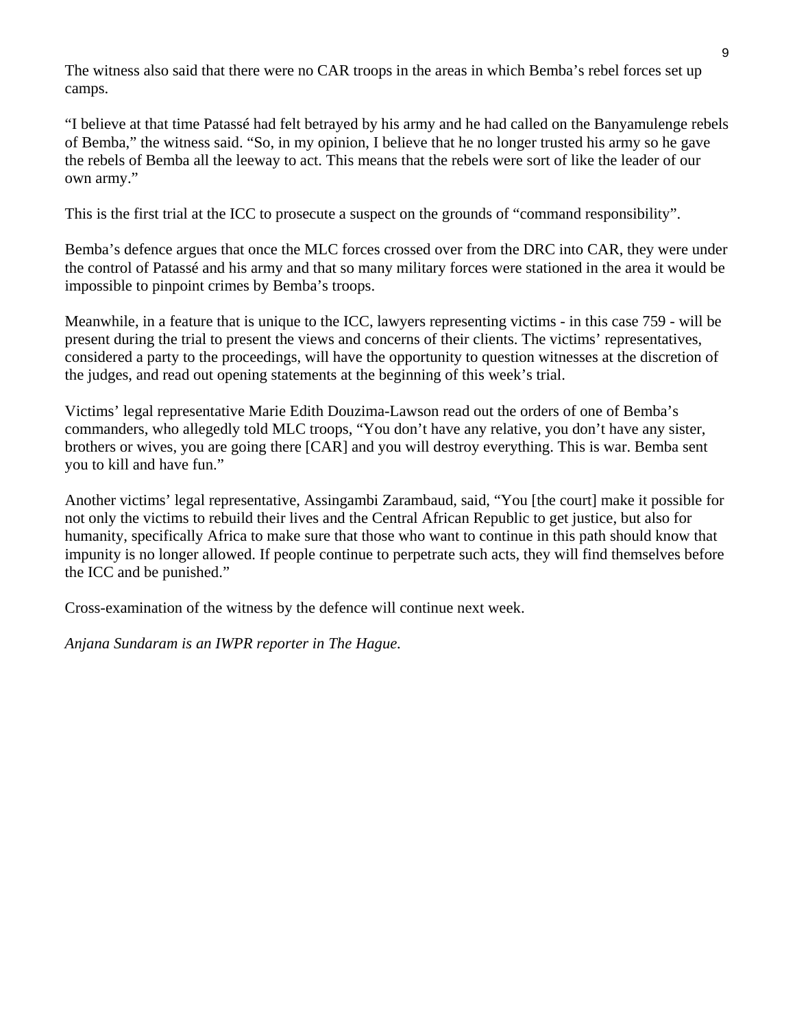The witness also said that there were no CAR troops in the areas in which Bemba's rebel forces set up camps.

"I believe at that time Patassé had felt betrayed by his army and he had called on the Banyamulenge rebels of Bemba," the witness said. "So, in my opinion, I believe that he no longer trusted his army so he gave the rebels of Bemba all the leeway to act. This means that the rebels were sort of like the leader of our own army."

This is the first trial at the ICC to prosecute a suspect on the grounds of "command responsibility".

Bemba's defence argues that once the MLC forces crossed over from the DRC into CAR, they were under the control of Patassé and his army and that so many military forces were stationed in the area it would be impossible to pinpoint crimes by Bemba's troops.

Meanwhile, in a feature that is unique to the ICC, lawyers representing victims - in this case 759 - will be present during the trial to present the views and concerns of their clients. The victims' representatives, considered a party to the proceedings, will have the opportunity to question witnesses at the discretion of the judges, and read out opening statements at the beginning of this week's trial.

Victims' legal representative Marie Edith Douzima-Lawson read out the orders of one of Bemba's commanders, who allegedly told MLC troops, "You don't have any relative, you don't have any sister, brothers or wives, you are going there [CAR] and you will destroy everything. This is war. Bemba sent you to kill and have fun."

Another victims' legal representative, Assingambi Zarambaud, said, "You [the court] make it possible for not only the victims to rebuild their lives and the Central African Republic to get justice, but also for humanity, specifically Africa to make sure that those who want to continue in this path should know that impunity is no longer allowed. If people continue to perpetrate such acts, they will find themselves before the ICC and be punished."

Cross-examination of the witness by the defence will continue next week.

*Anjana Sundaram is an IWPR reporter in The Hague.*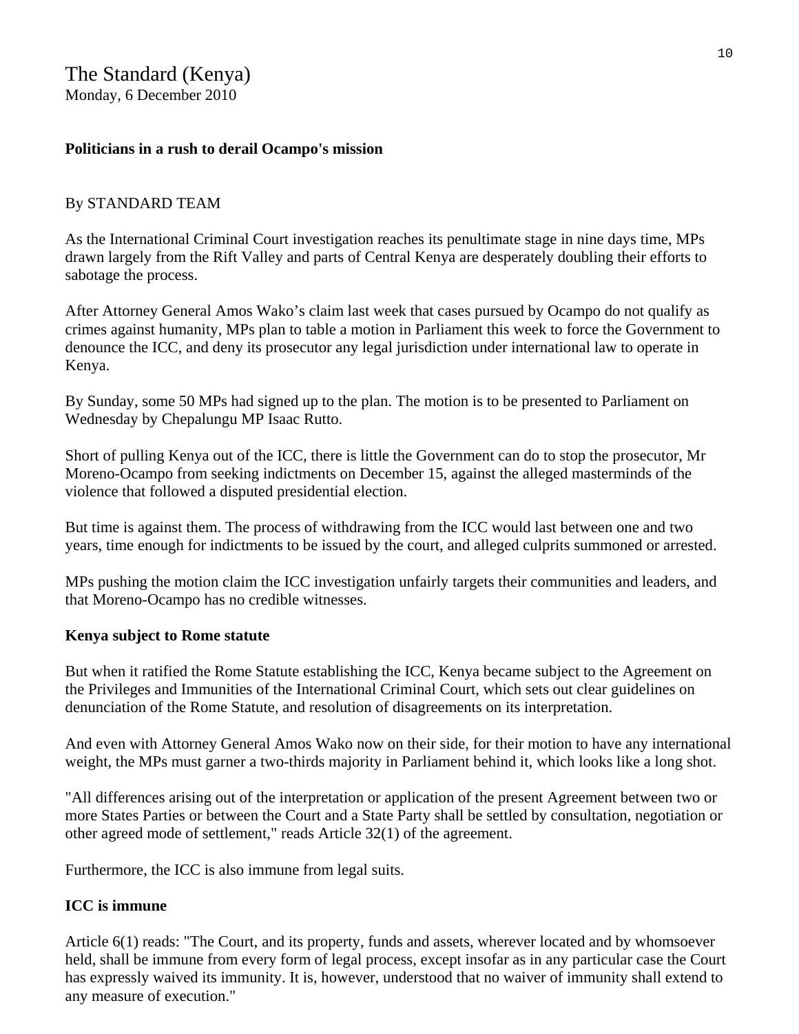The Standard (Kenya)
Monday, 6 December 2010

**Politicians in a rush to derail Ocampo's mission**

By STANDARD TEAM

As the International Criminal Court investigation reaches its penultimate stage in nine days time, MPs drawn largely from the Rift Valley and parts of Central Kenya are desperately doubling their efforts to sabotage the process.

After Attorney General Amos Wako's claim last week that cases pursued by Ocampo do not qualify as crimes against humanity, MPs plan to table a motion in Parliament this week to force the Government to denounce the ICC, and deny its prosecutor any legal jurisdiction under international law to operate in Kenya.

By Sunday, some 50 MPs had signed up to the plan. The motion is to be presented to Parliament on Wednesday by Chepalungu MP Isaac Rutto.

Short of pulling Kenya out of the ICC, there is little the Government can do to stop the prosecutor, Mr Moreno-Ocampo from seeking indictments on December 15, against the alleged masterminds of the violence that followed a disputed presidential election.

But time is against them. The process of withdrawing from the ICC would last between one and two years, time enough for indictments to be issued by the court, and alleged culprits summoned or arrested.

MPs pushing the motion claim the ICC investigation unfairly targets their communities and leaders, and that Moreno-Ocampo has no credible witnesses.

**Kenya subject to Rome statute**

But when it ratified the Rome Statute establishing the ICC, Kenya became subject to the Agreement on the Privileges and Immunities of the International Criminal Court, which sets out clear guidelines on denunciation of the Rome Statute, and resolution of disagreements on its interpretation.

And even with Attorney General Amos Wako now on their side, for their motion to have any international weight, the MPs must garner a two-thirds majority in Parliament behind it, which looks like a long shot.

"All differences arising out of the interpretation or application of the present Agreement between two or more States Parties or between the Court and a State Party shall be settled by consultation, negotiation or other agreed mode of settlement," reads Article 32(1) of the agreement.

Furthermore, the ICC is also immune from legal suits.

**ICC is immune**

Article 6(1) reads: "The Court, and its property, funds and assets, wherever located and by whomsoever held, shall be immune from every form of legal process, except insofar as in any particular case the Court has expressly waived its immunity. It is, however, understood that no waiver of immunity shall extend to any measure of execution."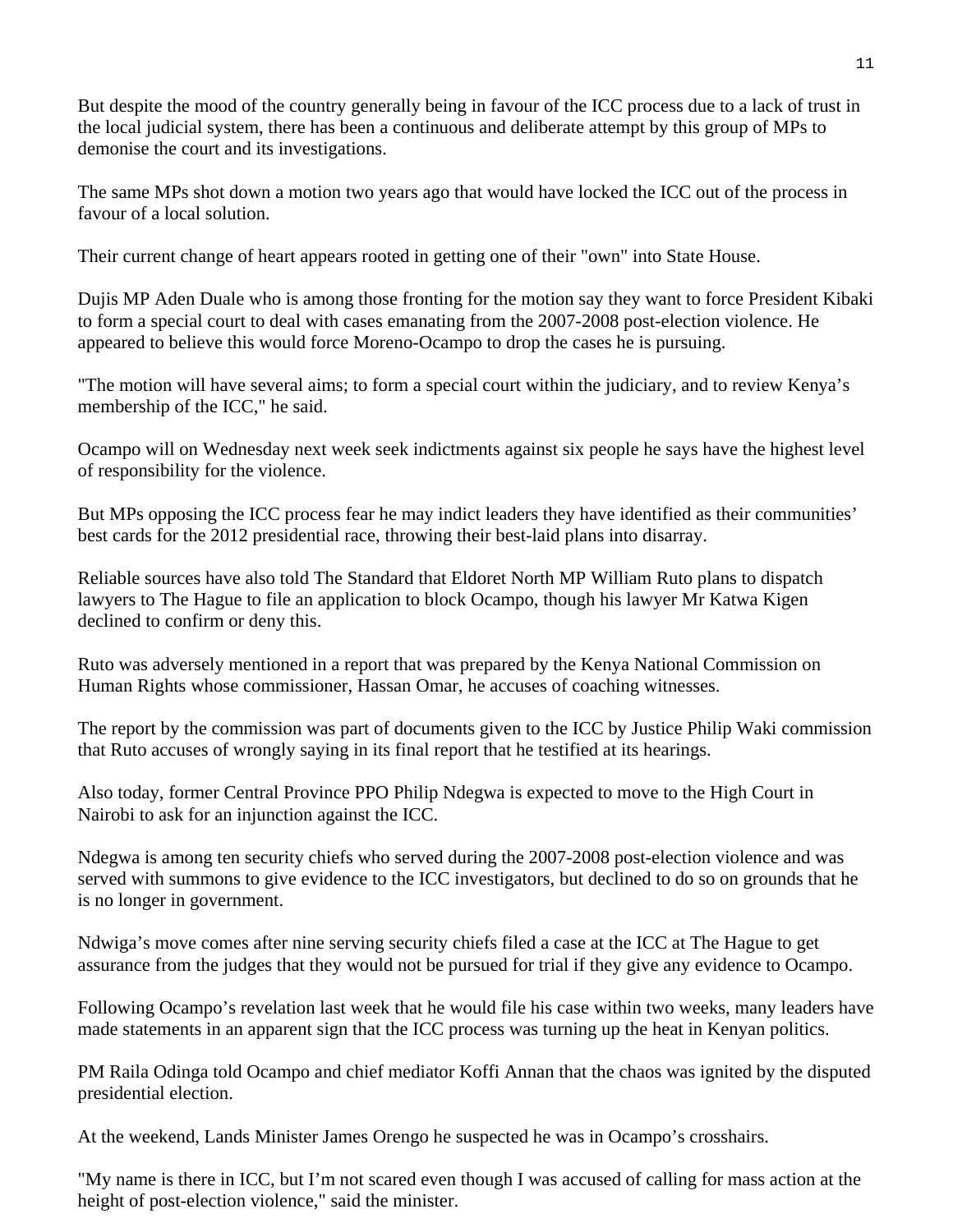But despite the mood of the country generally being in favour of the ICC process due to a lack of trust in the local judicial system, there has been a continuous and deliberate attempt by this group of MPs to demonise the court and its investigations.

The same MPs shot down a motion two years ago that would have locked the ICC out of the process in favour of a local solution.

Their current change of heart appears rooted in getting one of their "own" into State House.

Dujis MP Aden Duale who is among those fronting for the motion say they want to force President Kibaki to form a special court to deal with cases emanating from the 2007-2008 post-election violence. He appeared to believe this would force Moreno-Ocampo to drop the cases he is pursuing.

"The motion will have several aims; to form a special court within the judiciary, and to review Kenya's membership of the ICC," he said.

Ocampo will on Wednesday next week seek indictments against six people he says have the highest level of responsibility for the violence.

But MPs opposing the ICC process fear he may indict leaders they have identified as their communities' best cards for the 2012 presidential race, throwing their best-laid plans into disarray.

Reliable sources have also told The Standard that Eldoret North MP William Ruto plans to dispatch lawyers to The Hague to file an application to block Ocampo, though his lawyer Mr Katwa Kigen declined to confirm or deny this.

Ruto was adversely mentioned in a report that was prepared by the Kenya National Commission on Human Rights whose commissioner, Hassan Omar, he accuses of coaching witnesses.

The report by the commission was part of documents given to the ICC by Justice Philip Waki commission that Ruto accuses of wrongly saying in its final report that he testified at its hearings.

Also today, former Central Province PPO Philip Ndegwa is expected to move to the High Court in Nairobi to ask for an injunction against the ICC.

Ndegwa is among ten security chiefs who served during the 2007-2008 post-election violence and was served with summons to give evidence to the ICC investigators, but declined to do so on grounds that he is no longer in government.

Ndwiga's move comes after nine serving security chiefs filed a case at the ICC at The Hague to get assurance from the judges that they would not be pursued for trial if they give any evidence to Ocampo.

Following Ocampo's revelation last week that he would file his case within two weeks, many leaders have made statements in an apparent sign that the ICC process was turning up the heat in Kenyan politics.

PM Raila Odinga told Ocampo and chief mediator Koffi Annan that the chaos was ignited by the disputed presidential election.

At the weekend, Lands Minister James Orengo he suspected he was in Ocampo's crosshairs.

"My name is there in ICC, but I'm not scared even though I was accused of calling for mass action at the height of post-election violence," said the minister.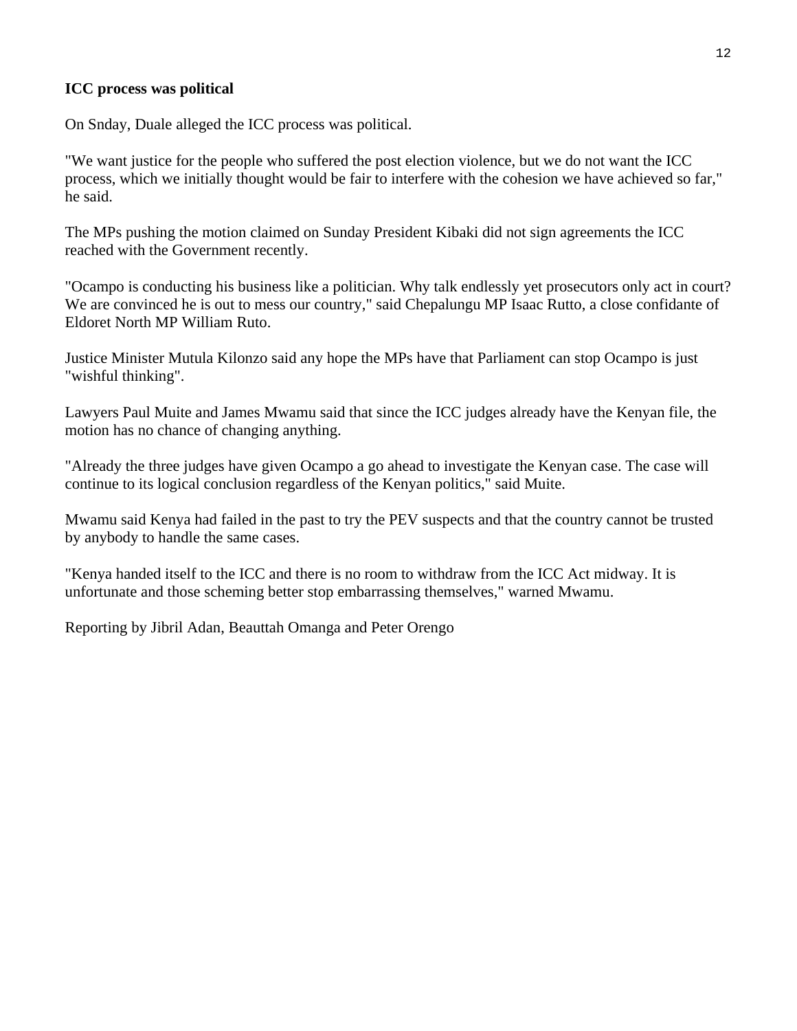**ICC process was political**

On Snday, Duale alleged the ICC process was political.

"We want justice for the people who suffered the post election violence, but we do not want the ICC process, which we initially thought would be fair to interfere with the cohesion we have achieved so far," he said.

The MPs pushing the motion claimed on Sunday President Kibaki did not sign agreements the ICC reached with the Government recently.

"Ocampo is conducting his business like a politician. Why talk endlessly yet prosecutors only act in court? We are convinced he is out to mess our country," said Chepalungu MP Isaac Rutto, a close confidante of Eldoret North MP William Ruto.

Justice Minister Mutula Kilonzo said any hope the MPs have that Parliament can stop Ocampo is just "wishful thinking".

Lawyers Paul Muite and James Mwamu said that since the ICC judges already have the Kenyan file, the motion has no chance of changing anything.

"Already the three judges have given Ocampo a go ahead to investigate the Kenyan case. The case will continue to its logical conclusion regardless of the Kenyan politics," said Muite.

Mwamu said Kenya had failed in the past to try the PEV suspects and that the country cannot be trusted by anybody to handle the same cases.

"Kenya handed itself to the ICC and there is no room to withdraw from the ICC Act midway. It is unfortunate and those scheming better stop embarrassing themselves," warned Mwamu.

Reporting by Jibril Adan, Beauttah Omanga and Peter Orengo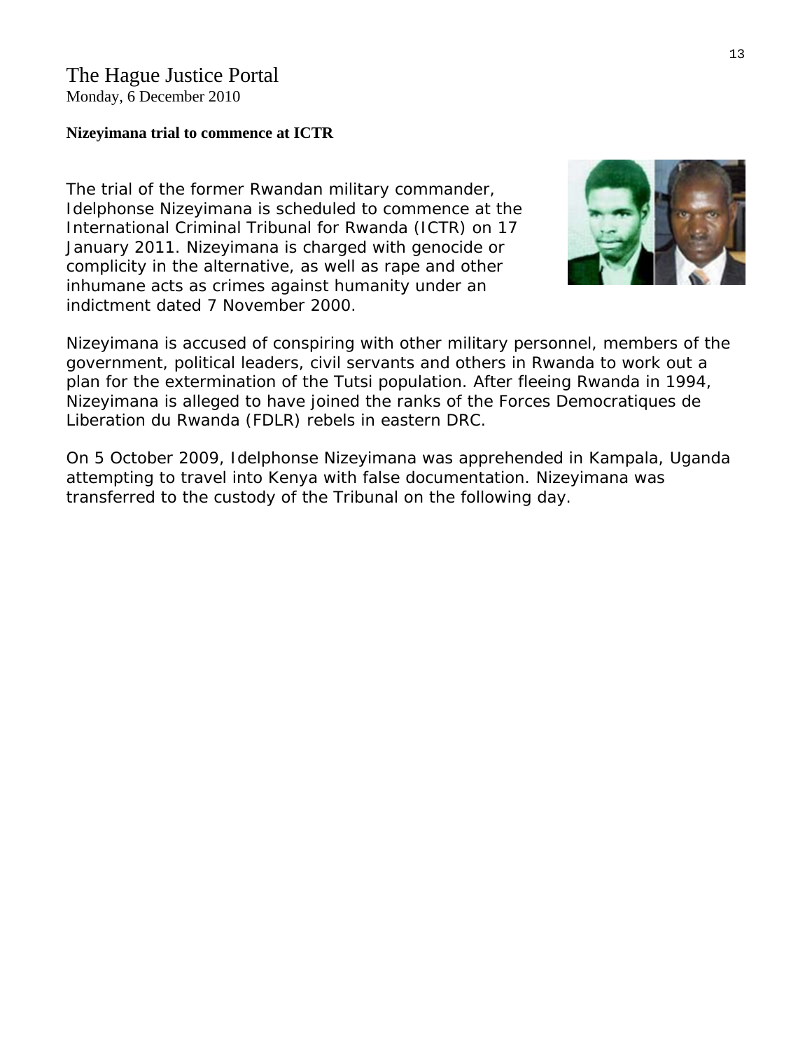The Hague Justice Portal
Monday, 6 December 2010

**Nizeyimana trial to commence at ICTR**

The trial of the former Rwandan military commander, Idelphonse Nizeyimana is scheduled to commence at the International Criminal Tribunal for Rwanda (ICTR) on 17 January 2011. Nizeyimana is charged with genocide or complicity in the alternative, as well as rape and other inhumane acts as crimes against humanity under an indictment dated 7 November 2000.

Nizeyimana is accused of conspiring with other military personnel, members of the government, political leaders, civil servants and others in Rwanda to work out a plan for the extermination of the Tutsi population. After fleeing Rwanda in 1994, Nizeyimana is alleged to have joined the ranks of the Forces Democratiques de Liberation du Rwanda (FDLR) rebels in eastern DRC.

On 5 October 2009, Idelphonse Nizeyimana was apprehended in Kampala, Uganda attempting to travel into Kenya with false documentation. Nizeyimana was transferred to the custody of the Tribunal on the following day.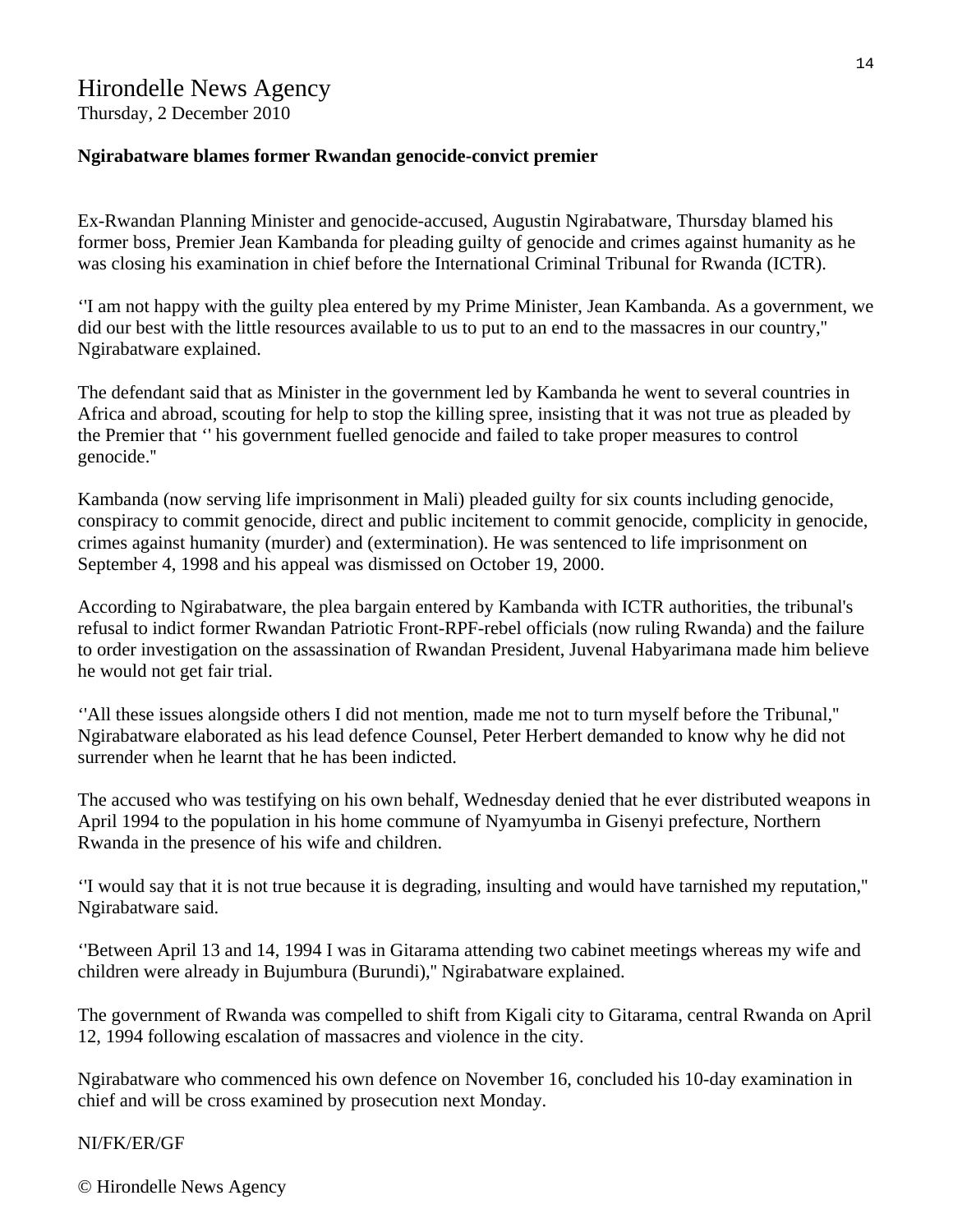# Hirondelle News Agency

Thursday, 2 December 2010

**Ngirabatware blames former Rwandan genocide-convict premier**

Ex-Rwandan Planning Minister and genocide-accused, Augustin Ngirabatware, Thursday blamed his former boss, Premier Jean Kambanda for pleading guilty of genocide and crimes against humanity as he was closing his examination in chief before the International Criminal Tribunal for Rwanda (ICTR).

‘'I am not happy with the guilty plea entered by my Prime Minister, Jean Kambanda. As a government, we did our best with the little resources available to us to put to an end to the massacres in our country," Ngirabatware explained.

The defendant said that as Minister in the government led by Kambanda he went to several countries in Africa and abroad, scouting for help to stop the killing spree, insisting that it was not true as pleaded by the Premier that ‘' his government fuelled genocide and failed to take proper measures to control genocide."

Kambanda (now serving life imprisonment in Mali) pleaded guilty for six counts including genocide, conspiracy to commit genocide, direct and public incitement to commit genocide, complicity in genocide, crimes against humanity (murder) and (extermination). He was sentenced to life imprisonment on September 4, 1998 and his appeal was dismissed on October 19, 2000.

According to Ngirabatware, the plea bargain entered by Kambanda with ICTR authorities, the tribunal's refusal to indict former Rwandan Patriotic Front-RPF-rebel officials (now ruling Rwanda) and the failure to order investigation on the assassination of Rwandan President, Juvenal Habyarimana made him believe he would not get fair trial.

‘'All these issues alongside others I did not mention, made me not to turn myself before the Tribunal," Ngirabatware elaborated as his lead defence Counsel, Peter Herbert demanded to know why he did not surrender when he learnt that he has been indicted.

The accused who was testifying on his own behalf, Wednesday denied that he ever distributed weapons in April 1994 to the population in his home commune of Nyamyumba in Gisenyi prefecture, Northern Rwanda in the presence of his wife and children.

‘'I would say that it is not true because it is degrading, insulting and would have tarnished my reputation," Ngirabatware said.

‘'Between April 13 and 14, 1994 I was in Gitarama attending two cabinet meetings whereas my wife and children were already in Bujumbura (Burundi)," Ngirabatware explained.

The government of Rwanda was compelled to shift from Kigali city to Gitarama, central Rwanda on April 12, 1994 following escalation of massacres and violence in the city.

Ngirabatware who commenced his own defence on November 16, concluded his 10-day examination in chief and will be cross examined by prosecution next Monday.

NI/FK/ER/GF

© Hirondelle News Agency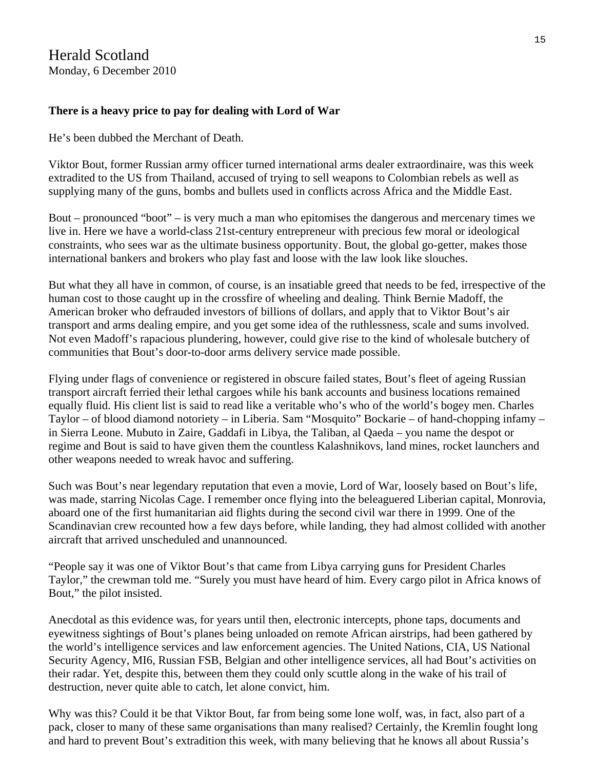Herald Scotland
Monday, 6 December 2010

**There is a heavy price to pay for dealing with Lord of War**

He's been dubbed the Merchant of Death.

Viktor Bout, former Russian army officer turned international arms dealer extraordinaire, was this week extradited to the US from Thailand, accused of trying to sell weapons to Colombian rebels as well as supplying many of the guns, bombs and bullets used in conflicts across Africa and the Middle East.

Bout – pronounced "boot" – is very much a man who epitomises the dangerous and mercenary times we live in. Here we have a world-class 21st-century entrepreneur with precious few moral or ideological constraints, who sees war as the ultimate business opportunity. Bout, the global go-getter, makes those international bankers and brokers who play fast and loose with the law look like slouches.

But what they all have in common, of course, is an insatiable greed that needs to be fed, irrespective of the human cost to those caught up in the crossfire of wheeling and dealing. Think Bernie Madoff, the American broker who defrauded investors of billions of dollars, and apply that to Viktor Bout's air transport and arms dealing empire, and you get some idea of the ruthlessness, scale and sums involved. Not even Madoff's rapacious plundering, however, could give rise to the kind of wholesale butchery of communities that Bout's door-to-door arms delivery service made possible.

Flying under flags of convenience or registered in obscure failed states, Bout's fleet of ageing Russian transport aircraft ferried their lethal cargoes while his bank accounts and business locations remained equally fluid. His client list is said to read like a veritable who's who of the world's bogey men. Charles Taylor – of blood diamond notoriety – in Liberia. Sam "Mosquito" Bockarie – of hand-chopping infamy – in Sierra Leone. Mubuto in Zaire, Gaddafi in Libya, the Taliban, al Qaeda – you name the despot or regime and Bout is said to have given them the countless Kalashnikovs, land mines, rocket launchers and other weapons needed to wreak havoc and suffering.

Such was Bout's near legendary reputation that even a movie, Lord of War, loosely based on Bout's life, was made, starring Nicolas Cage. I remember once flying into the beleaguered Liberian capital, Monrovia, aboard one of the first humanitarian aid flights during the second civil war there in 1999. One of the Scandinavian crew recounted how a few days before, while landing, they had almost collided with another aircraft that arrived unscheduled and unannounced.

"People say it was one of Viktor Bout's that came from Libya carrying guns for President Charles Taylor," the crewman told me. "Surely you must have heard of him. Every cargo pilot in Africa knows of Bout," the pilot insisted.

Anecdotal as this evidence was, for years until then, electronic intercepts, phone taps, documents and eyewitness sightings of Bout's planes being unloaded on remote African airstrips, had been gathered by the world's intelligence services and law enforcement agencies. The United Nations, CIA, US National Security Agency, MI6, Russian FSB, Belgian and other intelligence services, all had Bout's activities on their radar. Yet, despite this, between them they could only scuttle along in the wake of his trail of destruction, never quite able to catch, let alone convict, him.

Why was this? Could it be that Viktor Bout, far from being some lone wolf, was, in fact, also part of a pack, closer to many of these same organisations than many realised? Certainly, the Kremlin fought long and hard to prevent Bout's extradition this week, with many believing that he knows all about Russia's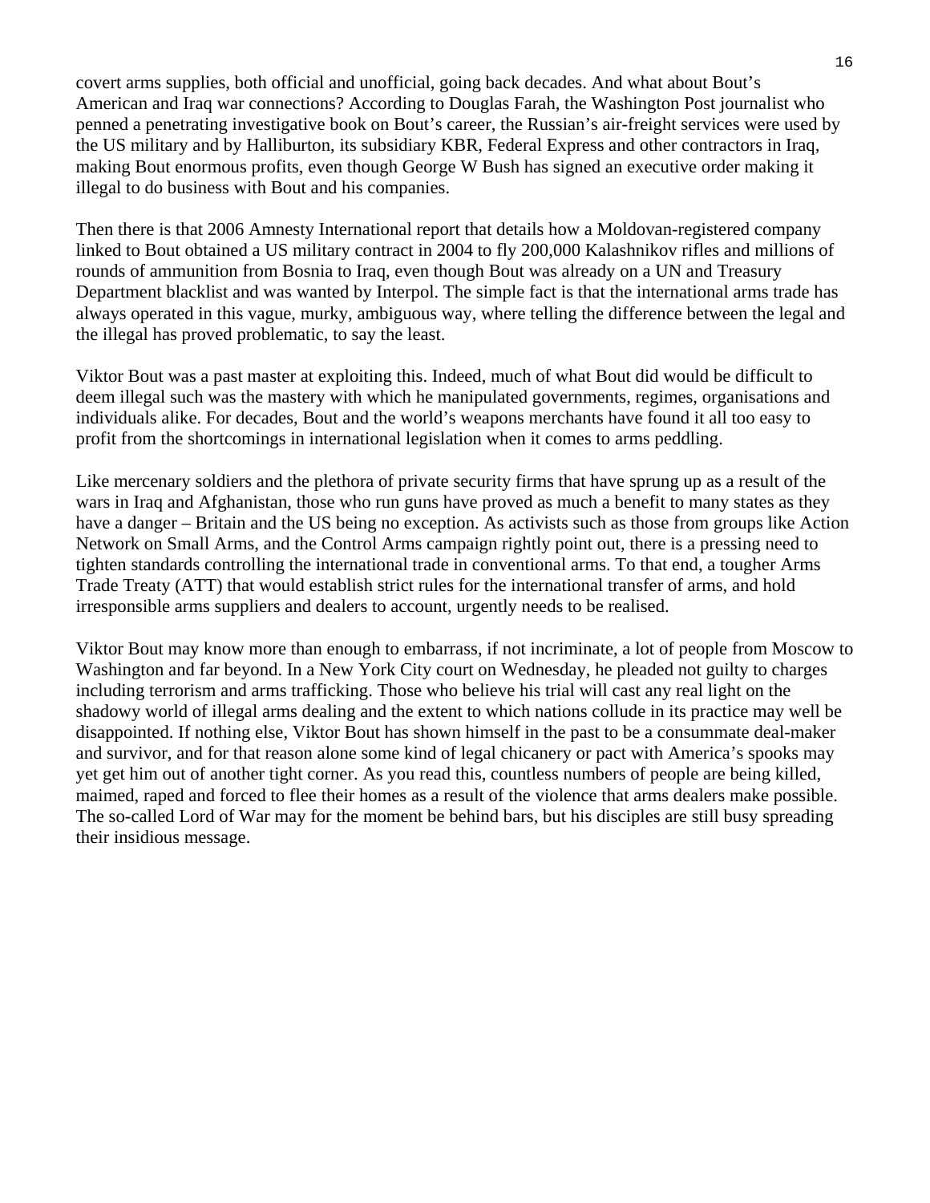covert arms supplies, both official and unofficial, going back decades. And what about Bout's American and Iraq war connections? According to Douglas Farah, the Washington Post journalist who penned a penetrating investigative book on Bout's career, the Russian's air-freight services were used by the US military and by Halliburton, its subsidiary KBR, Federal Express and other contractors in Iraq, making Bout enormous profits, even though George W Bush has signed an executive order making it illegal to do business with Bout and his companies.

Then there is that 2006 Amnesty International report that details how a Moldovan-registered company linked to Bout obtained a US military contract in 2004 to fly 200,000 Kalashnikov rifles and millions of rounds of ammunition from Bosnia to Iraq, even though Bout was already on a UN and Treasury Department blacklist and was wanted by Interpol. The simple fact is that the international arms trade has always operated in this vague, murky, ambiguous way, where telling the difference between the legal and the illegal has proved problematic, to say the least.

Viktor Bout was a past master at exploiting this. Indeed, much of what Bout did would be difficult to deem illegal such was the mastery with which he manipulated governments, regimes, organisations and individuals alike. For decades, Bout and the world's weapons merchants have found it all too easy to profit from the shortcomings in international legislation when it comes to arms peddling.

Like mercenary soldiers and the plethora of private security firms that have sprung up as a result of the wars in Iraq and Afghanistan, those who run guns have proved as much a benefit to many states as they have a danger – Britain and the US being no exception. As activists such as those from groups like Action Network on Small Arms, and the Control Arms campaign rightly point out, there is a pressing need to tighten standards controlling the international trade in conventional arms. To that end, a tougher Arms Trade Treaty (ATT) that would establish strict rules for the international transfer of arms, and hold irresponsible arms suppliers and dealers to account, urgently needs to be realised.

Viktor Bout may know more than enough to embarrass, if not incriminate, a lot of people from Moscow to Washington and far beyond. In a New York City court on Wednesday, he pleaded not guilty to charges including terrorism and arms trafficking. Those who believe his trial will cast any real light on the shadowy world of illegal arms dealing and the extent to which nations collude in its practice may well be disappointed. If nothing else, Viktor Bout has shown himself in the past to be a consummate deal-maker and survivor, and for that reason alone some kind of legal chicanery or pact with America's spooks may yet get him out of another tight corner. As you read this, countless numbers of people are being killed, maimed, raped and forced to flee their homes as a result of the violence that arms dealers make possible. The so-called Lord of War may for the moment be behind bars, but his disciples are still busy spreading their insidious message.